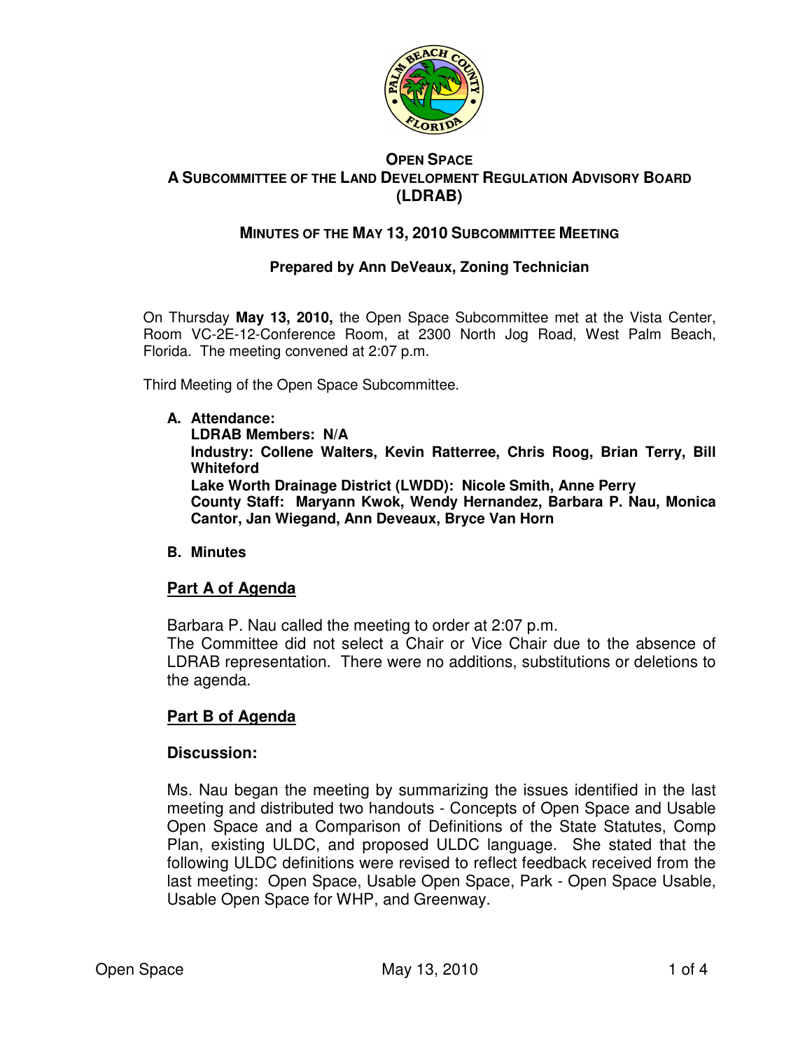# OPEN SPACE
# A SUBCOMMITTEE OF THE LAND DEVELOPMENT REGULATION ADVISORY BOARD (LDRAB)

## MINUTES OF THE MAY 13, 2010 SUBCOMMITTEE MEETING

**Prepared by Ann DeVeaux, Zoning Technician**

On Thursday **May 13, 2010,** the Open Space Subcommittee met at the Vista Center, Room VC-2E-12-Conference Room, at 2300 North Jog Road, West Palm Beach, Florida. The meeting convened at 2:07 p.m.

Third Meeting of the Open Space Subcommittee.

**A. Attendance:**
**LDRAB Members: N/A**
**Industry: Collene Walters, Kevin Ratterree, Chris Roog, Brian Terry, Bill Whiteford**
**Lake Worth Drainage District (LWDD): Nicole Smith, Anne Perry**
**County Staff: Maryann Kwok, Wendy Hernandez, Barbara P. Nau, Monica Cantor, Jan Wiegand, Ann Deveaux, Bryce Van Horn**

**B. Minutes**

**Part A of Agenda**

Barbara P. Nau called the meeting to order at 2:07 p.m.
The Committee did not select a Chair or Vice Chair due to the absence of LDRAB representation. There were no additions, substitutions or deletions to the agenda.

**Part B of Agenda**

**Discussion:**

Ms. Nau began the meeting by summarizing the issues identified in the last meeting and distributed two handouts - Concepts of Open Space and Usable Open Space and a Comparison of Definitions of the State Statutes, Comp Plan, existing ULDC, and proposed ULDC language. She stated that the following ULDC definitions were revised to reflect feedback received from the last meeting: Open Space, Usable Open Space, Park - Open Space Usable, Usable Open Space for WHP, and Greenway.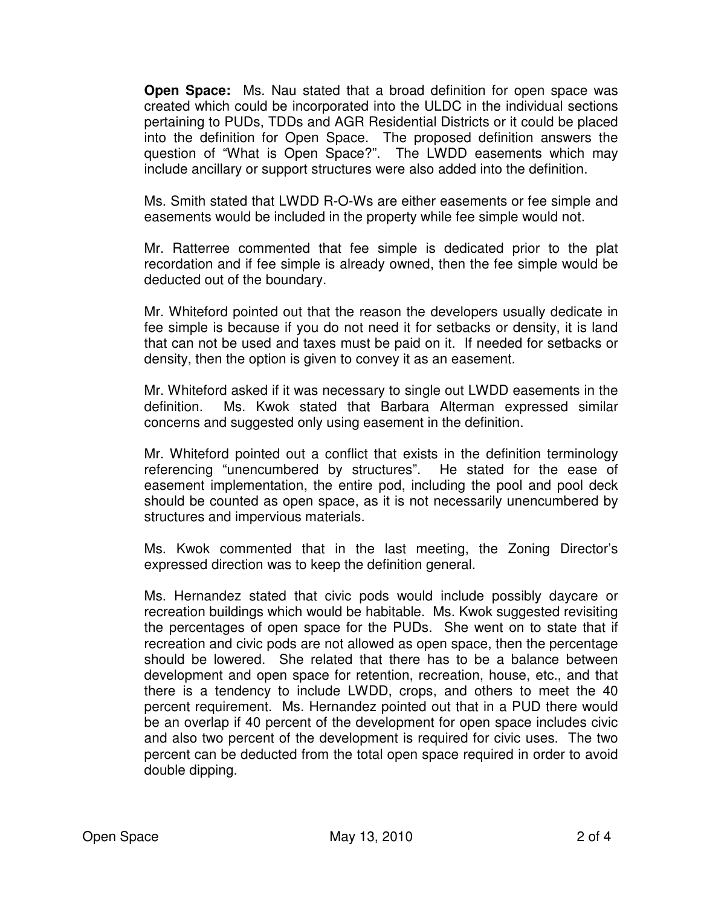**Open Space:** Ms. Nau stated that a broad definition for open space was created which could be incorporated into the ULDC in the individual sections pertaining to PUDs, TDDs and AGR Residential Districts or it could be placed into the definition for Open Space. The proposed definition answers the question of "What is Open Space?". The LWDD easements which may include ancillary or support structures were also added into the definition.

Ms. Smith stated that LWDD R-O-Ws are either easements or fee simple and easements would be included in the property while fee simple would not.

Mr. Ratterree commented that fee simple is dedicated prior to the plat recordation and if fee simple is already owned, then the fee simple would be deducted out of the boundary.

Mr. Whiteford pointed out that the reason the developers usually dedicate in fee simple is because if you do not need it for setbacks or density, it is land that can not be used and taxes must be paid on it. If needed for setbacks or density, then the option is given to convey it as an easement.

Mr. Whiteford asked if it was necessary to single out LWDD easements in the definition. Ms. Kwok stated that Barbara Alterman expressed similar concerns and suggested only using easement in the definition.

Mr. Whiteford pointed out a conflict that exists in the definition terminology referencing "unencumbered by structures". He stated for the ease of easement implementation, the entire pod, including the pool and pool deck should be counted as open space, as it is not necessarily unencumbered by structures and impervious materials.

Ms. Kwok commented that in the last meeting, the Zoning Director's expressed direction was to keep the definition general.

Ms. Hernandez stated that civic pods would include possibly daycare or recreation buildings which would be habitable. Ms. Kwok suggested revisiting the percentages of open space for the PUDs. She went on to state that if recreation and civic pods are not allowed as open space, then the percentage should be lowered. She related that there has to be a balance between development and open space for retention, recreation, house, etc., and that there is a tendency to include LWDD, crops, and others to meet the 40 percent requirement. Ms. Hernandez pointed out that in a PUD there would be an overlap if 40 percent of the development for open space includes civic and also two percent of the development is required for civic uses. The two percent can be deducted from the total open space required in order to avoid double dipping.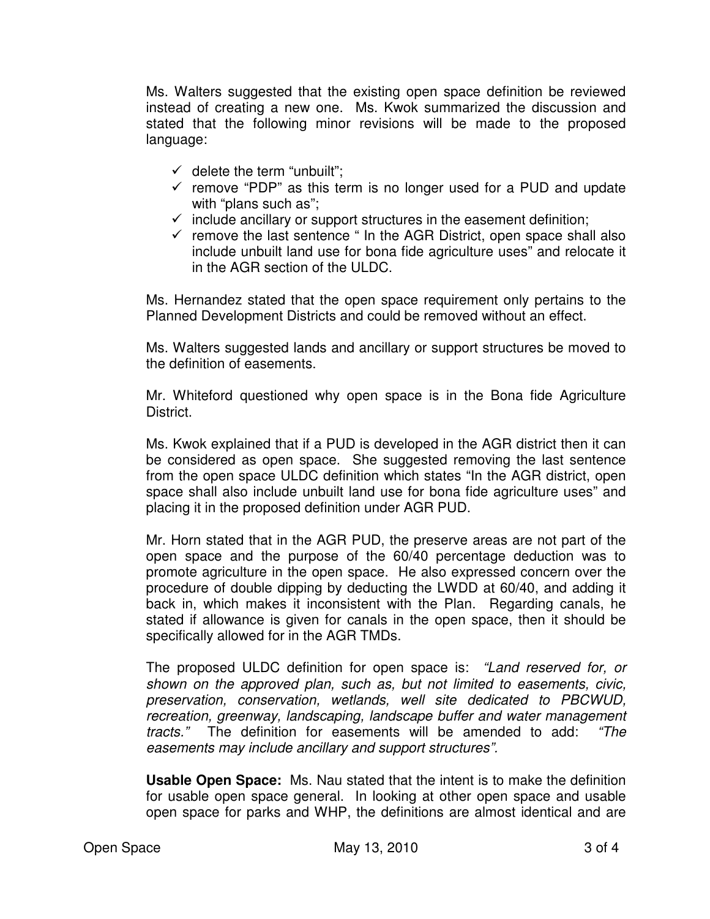Ms. Walters suggested that the existing open space definition be reviewed instead of creating a new one. Ms. Kwok summarized the discussion and stated that the following minor revisions will be made to the proposed language:

- ✓ delete the term "unbuilt";
- ✓ remove "PDP" as this term is no longer used for a PUD and update with "plans such as";
- ✓ include ancillary or support structures in the easement definition;
- ✓ remove the last sentence " In the AGR District, open space shall also include unbuilt land use for bona fide agriculture uses" and relocate it in the AGR section of the ULDC.

Ms. Hernandez stated that the open space requirement only pertains to the Planned Development Districts and could be removed without an effect.

Ms. Walters suggested lands and ancillary or support structures be moved to the definition of easements.

Mr. Whiteford questioned why open space is in the Bona fide Agriculture District.

Ms. Kwok explained that if a PUD is developed in the AGR district then it can be considered as open space. She suggested removing the last sentence from the open space ULDC definition which states "In the AGR district, open space shall also include unbuilt land use for bona fide agriculture uses" and placing it in the proposed definition under AGR PUD.

Mr. Horn stated that in the AGR PUD, the preserve areas are not part of the open space and the purpose of the 60/40 percentage deduction was to promote agriculture in the open space. He also expressed concern over the procedure of double dipping by deducting the LWDD at 60/40, and adding it back in, which makes it inconsistent with the Plan. Regarding canals, he stated if allowance is given for canals in the open space, then it should be specifically allowed for in the AGR TMDs.

The proposed ULDC definition for open space is: *"Land reserved for, or shown on the approved plan, such as, but not limited to easements, civic, preservation, conservation, wetlands, well site dedicated to PBCWUD, recreation, greenway, landscaping, landscape buffer and water management tracts."* The definition for easements will be amended to add: *"The easements may include ancillary and support structures".*

**Usable Open Space:** Ms. Nau stated that the intent is to make the definition for usable open space general. In looking at other open space and usable open space for parks and WHP, the definitions are almost identical and are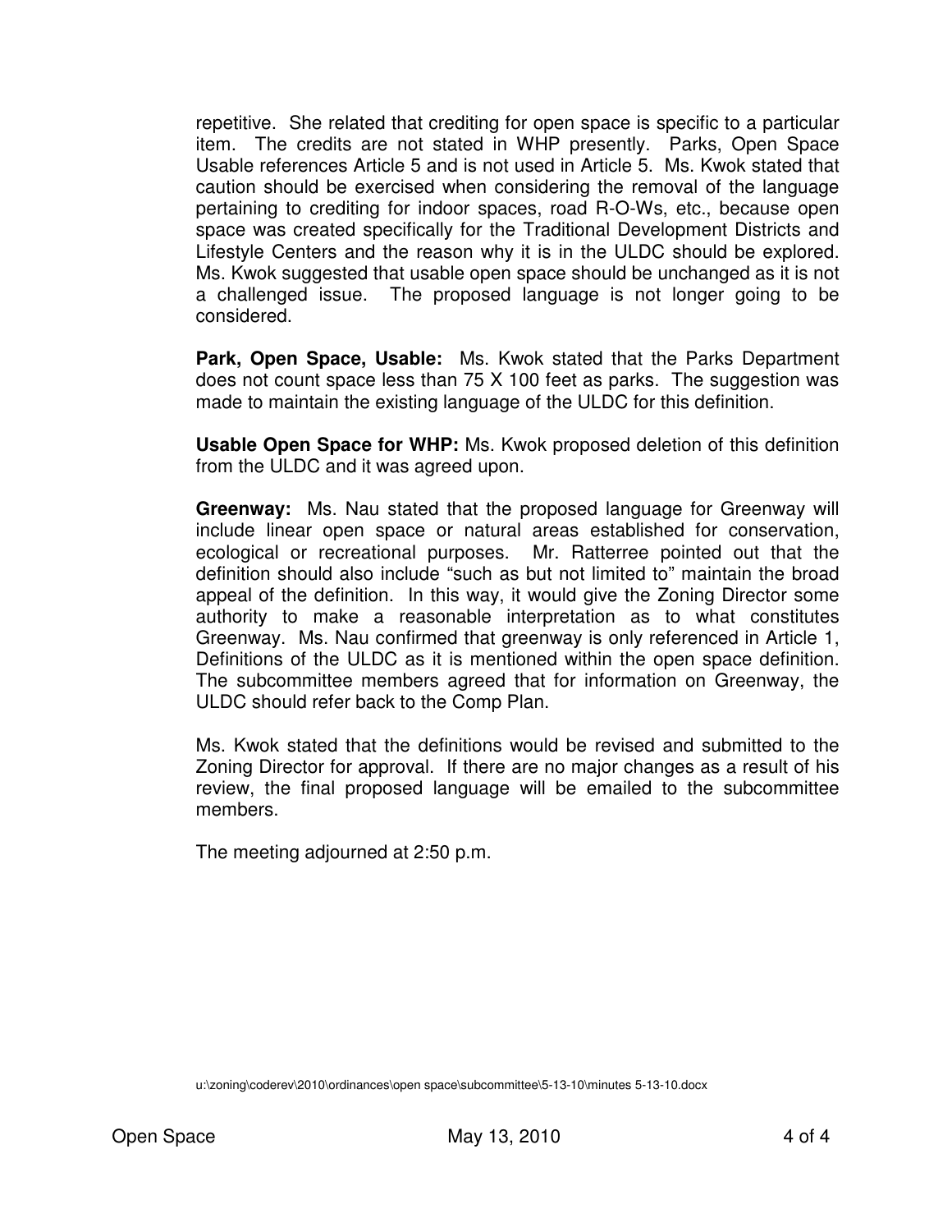repetitive. She related that crediting for open space is specific to a particular item. The credits are not stated in WHP presently. Parks, Open Space Usable references Article 5 and is not used in Article 5. Ms. Kwok stated that caution should be exercised when considering the removal of the language pertaining to crediting for indoor spaces, road R-O-Ws, etc., because open space was created specifically for the Traditional Development Districts and Lifestyle Centers and the reason why it is in the ULDC should be explored. Ms. Kwok suggested that usable open space should be unchanged as it is not a challenged issue. The proposed language is not longer going to be considered.

**Park, Open Space, Usable:** Ms. Kwok stated that the Parks Department does not count space less than 75 X 100 feet as parks. The suggestion was made to maintain the existing language of the ULDC for this definition.

**Usable Open Space for WHP:** Ms. Kwok proposed deletion of this definition from the ULDC and it was agreed upon.

**Greenway:** Ms. Nau stated that the proposed language for Greenway will include linear open space or natural areas established for conservation, ecological or recreational purposes. Mr. Ratterree pointed out that the definition should also include "such as but not limited to" maintain the broad appeal of the definition. In this way, it would give the Zoning Director some authority to make a reasonable interpretation as to what constitutes Greenway. Ms. Nau confirmed that greenway is only referenced in Article 1, Definitions of the ULDC as it is mentioned within the open space definition. The subcommittee members agreed that for information on Greenway, the ULDC should refer back to the Comp Plan.

Ms. Kwok stated that the definitions would be revised and submitted to the Zoning Director for approval. If there are no major changes as a result of his review, the final proposed language will be emailed to the subcommittee members.

The meeting adjourned at 2:50 p.m.

u:\zoning\coderev\2010\ordinances\open space\subcommittee\5-13-10\minutes 5-13-10.docx